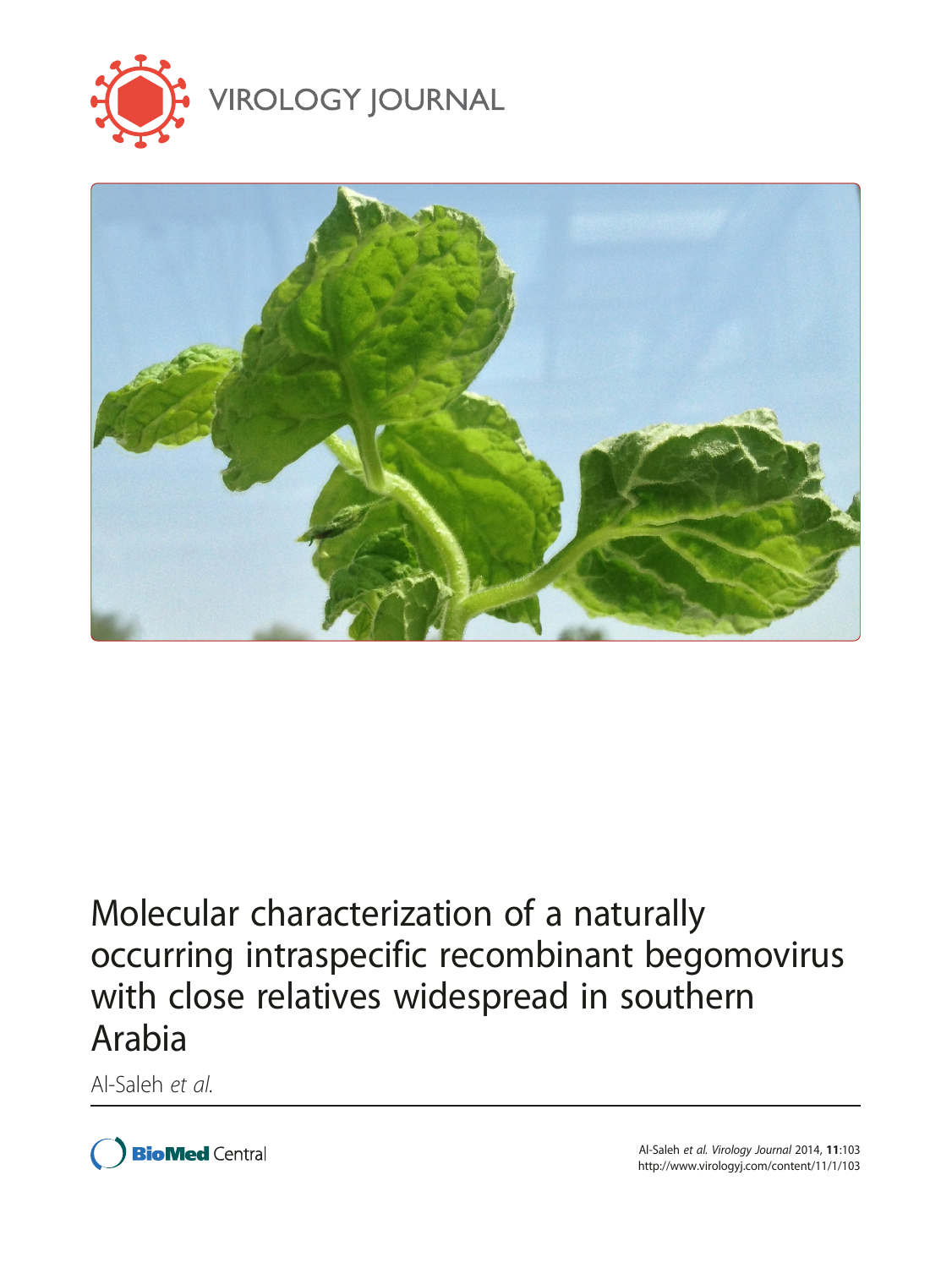VIROLOGY JOURNAL

# Molecular characterization of a naturally occurring intraspecific recombinant begomovirus with close relatives widespread in southern Arabia

Al-Saleh *et al.*

Al-Saleh *et al. Virology Journal* 2014, **11**:103
http://www.virologyj.com/content/11/1/103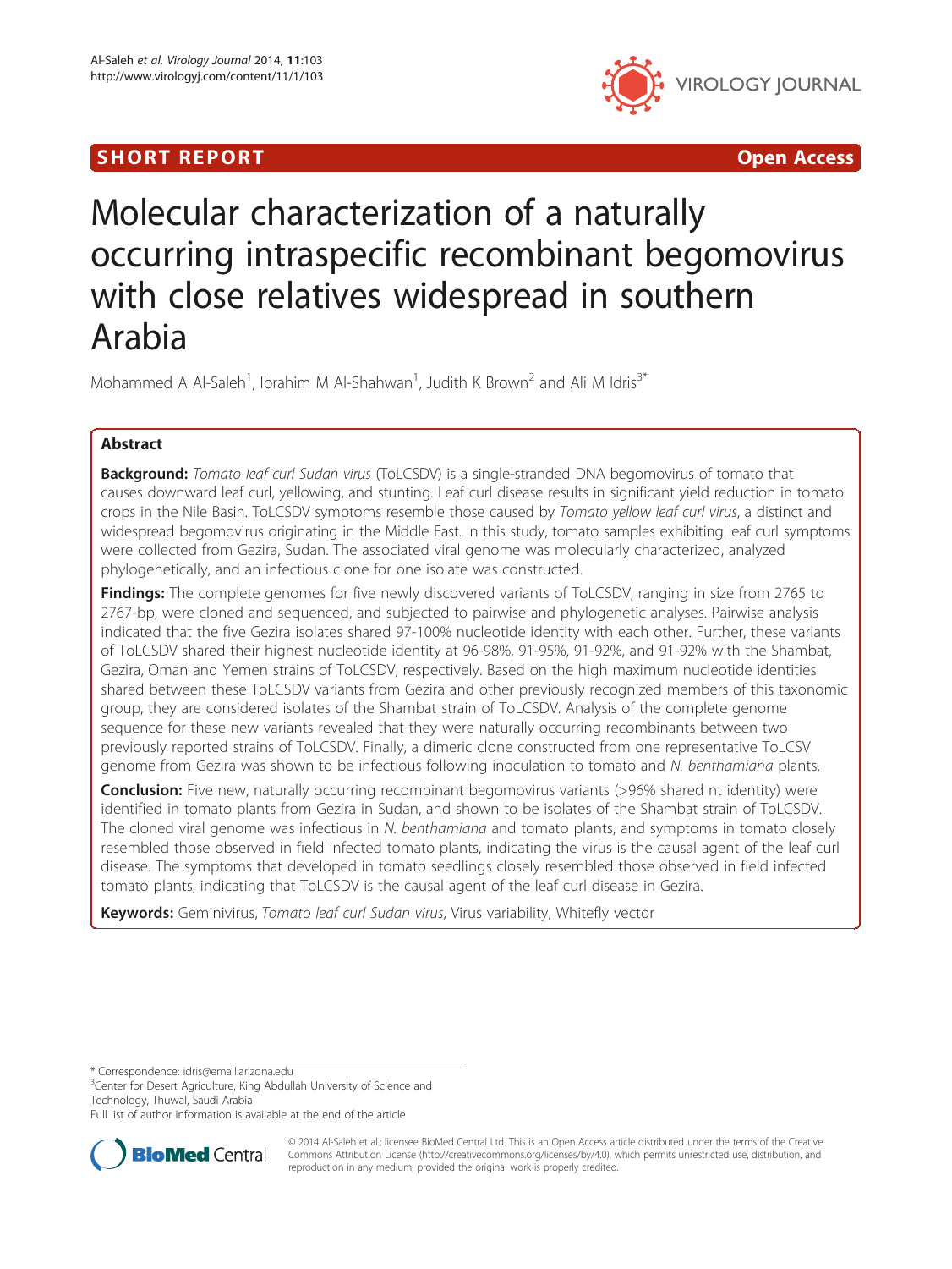# Molecular characterization of a naturally occurring intraspecific recombinant begomovirus with close relatives widespread in southern Arabia

Mohammed A Al-Saleh[1], Ibrahim M Al-Shahwan[1], Judith K Brown[2] and Ali M Idris[3*]

## Abstract

**Background:** *Tomato leaf curl Sudan virus* (ToLCSDV) is a single-stranded DNA begomovirus of tomato that causes downward leaf curl, yellowing, and stunting. Leaf curl disease results in significant yield reduction in tomato crops in the Nile Basin. ToLCSDV symptoms resemble those caused by *Tomato yellow leaf curl virus*, a distinct and widespread begomovirus originating in the Middle East. In this study, tomato samples exhibiting leaf curl symptoms were collected from Gezira, Sudan. The associated viral genome was molecularly characterized, analyzed phylogenetically, and an infectious clone for one isolate was constructed.

**Findings:** The complete genomes for five newly discovered variants of ToLCSDV, ranging in size from 2765 to 2767-bp, were cloned and sequenced, and subjected to pairwise and phylogenetic analyses. Pairwise analysis indicated that the five Gezira isolates shared 97-100% nucleotide identity with each other. Further, these variants of ToLCSDV shared their highest nucleotide identity at 96-98%, 91-95%, 91-92%, and 91-92% with the Shambat, Gezira, Oman and Yemen strains of ToLCSDV, respectively. Based on the high maximum nucleotide identities shared between these ToLCSDV variants from Gezira and other previously recognized members of this taxonomic group, they are considered isolates of the Shambat strain of ToLCSDV. Analysis of the complete genome sequence for these new variants revealed that they were naturally occurring recombinants between two previously reported strains of ToLCSDV. Finally, a dimeric clone constructed from one representative ToLCSV genome from Gezira was shown to be infectious following inoculation to tomato and *N. benthamiana* plants.

**Conclusion:** Five new, naturally occurring recombinant begomovirus variants (>96% shared nt identity) were identified in tomato plants from Gezira in Sudan, and shown to be isolates of the Shambat strain of ToLCSDV. The cloned viral genome was infectious in *N. benthamiana* and tomato plants, and symptoms in tomato closely resembled those observed in field infected tomato plants, indicating the virus is the causal agent of the leaf curl disease. The symptoms that developed in tomato seedlings closely resembled those observed in field infected tomato plants, indicating that ToLCSDV is the causal agent of the leaf curl disease in Gezira.

**Keywords:** Geminivirus, *Tomato leaf curl Sudan virus*, Virus variability, Whitefly vector

---

\* Correspondence: idris@email.arizona.edu
[3]Center for Desert Agriculture, King Abdullah University of Science and Technology, Thuwal, Saudi Arabia
Full list of author information is available at the end of the article

© 2014 Al-Saleh et al.; licensee BioMed Central Ltd. This is an Open Access article distributed under the terms of the Creative Commons Attribution License (http://creativecommons.org/licenses/by/4.0), which permits unrestricted use, distribution, and reproduction in any medium, provided the original work is properly credited.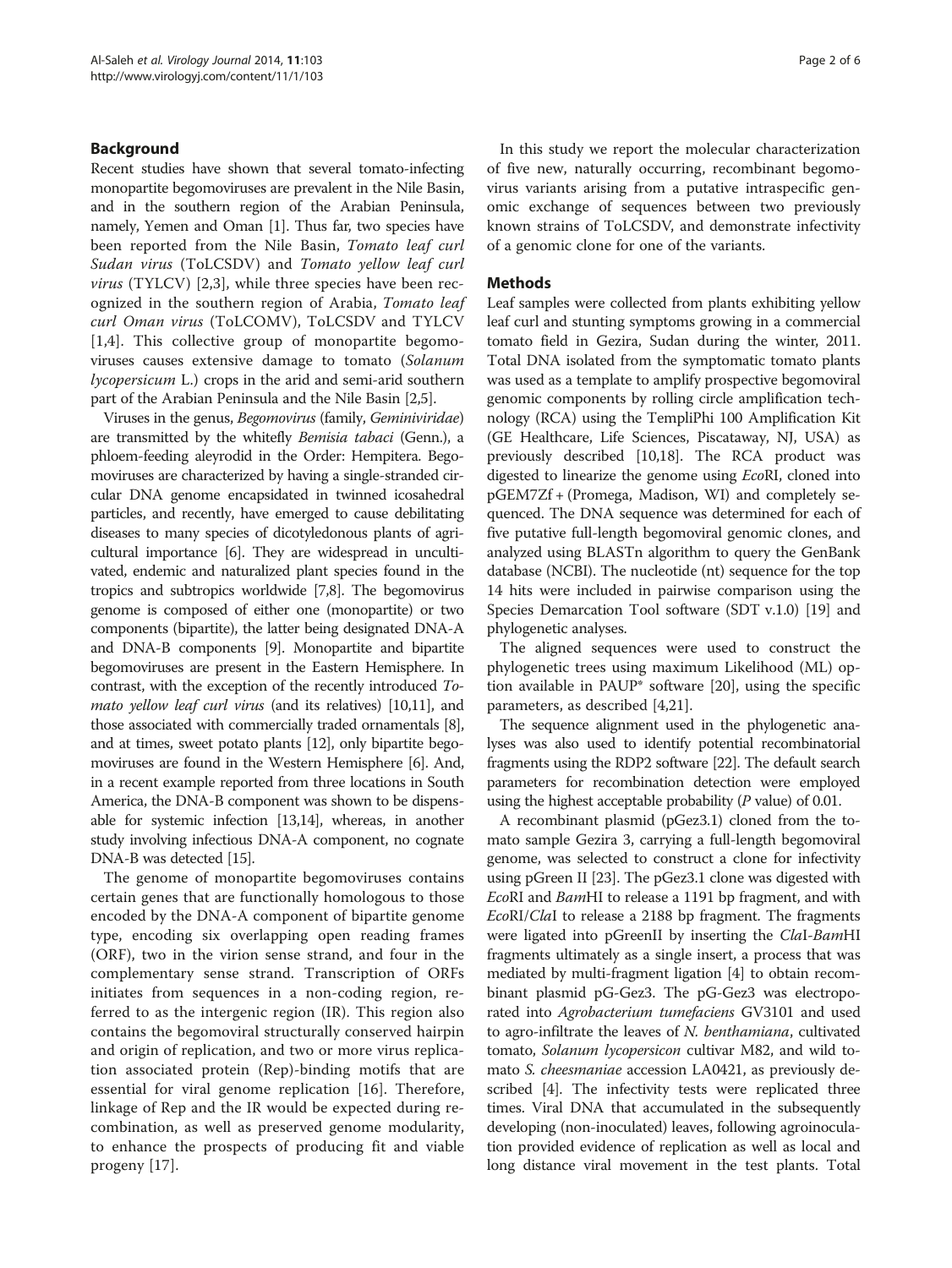## Background

Recent studies have shown that several tomato-infecting monopartite begomoviruses are prevalent in the Nile Basin, and in the southern region of the Arabian Peninsula, namely, Yemen and Oman [1]. Thus far, two species have been reported from the Nile Basin, *Tomato leaf curl Sudan virus* (ToLCSDV) and *Tomato yellow leaf curl virus* (TYLCV) [2,3], while three species have been recognized in the southern region of Arabia, *Tomato leaf curl Oman virus* (ToLCOMV), ToLCSDV and TYLCV [1,4]. This collective group of monopartite begomoviruses causes extensive damage to tomato (*Solanum lycopersicum* L.) crops in the arid and semi-arid southern part of the Arabian Peninsula and the Nile Basin [2,5].

Viruses in the genus, *Begomovirus* (family, *Geminiviridae*) are transmitted by the whitefly *Bemisia tabaci* (Genn.), a phloem-feeding aleyrodid in the Order: Hempitera. Begomoviruses are characterized by having a single-stranded circular DNA genome encapsidated in twinned icosahedral particles, and recently, have emerged to cause debilitating diseases to many species of dicotyledonous plants of agricultural importance [6]. They are widespread in uncultivated, endemic and naturalized plant species found in the tropics and subtropics worldwide [7,8]. The begomovirus genome is composed of either one (monopartite) or two components (bipartite), the latter being designated DNA-A and DNA-B components [9]. Monopartite and bipartite begomoviruses are present in the Eastern Hemisphere. In contrast, with the exception of the recently introduced *Tomato yellow leaf curl virus* (and its relatives) [10,11], and those associated with commercially traded ornamentals [8], and at times, sweet potato plants [12], only bipartite begomoviruses are found in the Western Hemisphere [6]. And, in a recent example reported from three locations in South America, the DNA-B component was shown to be dispensable for systemic infection [13,14], whereas, in another study involving infectious DNA-A component, no cognate DNA-B was detected [15].

The genome of monopartite begomoviruses contains certain genes that are functionally homologous to those encoded by the DNA-A component of bipartite genome type, encoding six overlapping open reading frames (ORF), two in the virion sense strand, and four in the complementary sense strand. Transcription of ORFs initiates from sequences in a non-coding region, referred to as the intergenic region (IR). This region also contains the begomoviral structurally conserved hairpin and origin of replication, and two or more virus replication associated protein (Rep)-binding motifs that are essential for viral genome replication [16]. Therefore, linkage of Rep and the IR would be expected during recombination, as well as preserved genome modularity, to enhance the prospects of producing fit and viable progeny [17].

In this study we report the molecular characterization of five new, naturally occurring, recombinant begomovirus variants arising from a putative intraspecific genomic exchange of sequences between two previously known strains of ToLCSDV, and demonstrate infectivity of a genomic clone for one of the variants.

## Methods

Leaf samples were collected from plants exhibiting yellow leaf curl and stunting symptoms growing in a commercial tomato field in Gezira, Sudan during the winter, 2011. Total DNA isolated from the symptomatic tomato plants was used as a template to amplify prospective begomoviral genomic components by rolling circle amplification technology (RCA) using the TempliPhi 100 Amplification Kit (GE Healthcare, Life Sciences, Piscataway, NJ, USA) as previously described [10,18]. The RCA product was digested to linearize the genome using *Eco*RI, cloned into pGEM7Zf + (Promega, Madison, WI) and completely sequenced. The DNA sequence was determined for each of five putative full-length begomoviral genomic clones, and analyzed using BLASTn algorithm to query the GenBank database (NCBI). The nucleotide (nt) sequence for the top 14 hits were included in pairwise comparison using the Species Demarcation Tool software (SDT v.1.0) [19] and phylogenetic analyses.

The aligned sequences were used to construct the phylogenetic trees using maximum Likelihood (ML) option available in PAUP* software [20], using the specific parameters, as described [4,21].

The sequence alignment used in the phylogenetic analyses was also used to identify potential recombinatorial fragments using the RDP2 software [22]. The default search parameters for recombination detection were employed using the highest acceptable probability (*P* value) of 0.01.

A recombinant plasmid (pGez3.1) cloned from the tomato sample Gezira 3, carrying a full-length begomoviral genome, was selected to construct a clone for infectivity using pGreen II [23]. The pGez3.1 clone was digested with *Eco*RI and *Bam*HI to release a 1191 bp fragment, and with *Eco*RI/*Cla*I to release a 2188 bp fragment. The fragments were ligated into pGreenII by inserting the *Cla*I-*Bam*HI fragments ultimately as a single insert, a process that was mediated by multi-fragment ligation [4] to obtain recombinant plasmid pG-Gez3. The pG-Gez3 was electroporated into *Agrobacterium tumefaciens* GV3101 and used to agro-infiltrate the leaves of *N. benthamiana*, cultivated tomato, *Solanum lycopersicon* cultivar M82, and wild tomato *S. cheesmaniae* accession LA0421, as previously described [4]. The infectivity tests were replicated three times. Viral DNA that accumulated in the subsequently developing (non-inoculated) leaves, following agroinoculation provided evidence of replication as well as local and long distance viral movement in the test plants. Total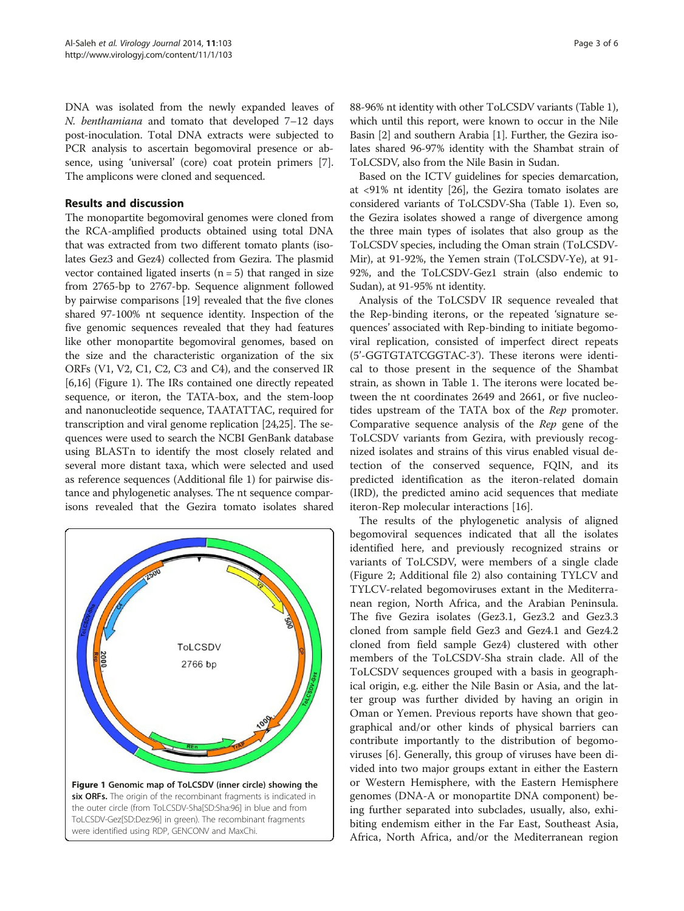DNA was isolated from the newly expanded leaves of *N. benthamiana* and tomato that developed 7–12 days post-inoculation. Total DNA extracts were subjected to PCR analysis to ascertain begomoviral presence or absence, using 'universal' (core) coat protein primers [7]. The amplicons were cloned and sequenced.

## Results and discussion

The monopartite begomoviral genomes were cloned from the RCA-amplified products obtained using total DNA that was extracted from two different tomato plants (isolates Gez3 and Gez4) collected from Gezira. The plasmid vector contained ligated inserts (n = 5) that ranged in size from 2765-bp to 2767-bp. Sequence alignment followed by pairwise comparisons [19] revealed that the five clones shared 97-100% nt sequence identity. Inspection of the five genomic sequences revealed that they had features like other monopartite begomoviral genomes, based on the size and the characteristic organization of the six ORFs (V1, V2, C1, C2, C3 and C4), and the conserved IR [6,16] (Figure 1). The IRs contained one directly repeated sequence, or iteron, the TATA-box, and the stem-loop and nanonucleotide sequence, TAATATTAC, required for transcription and viral genome replication [24,25]. The sequences were used to search the NCBI GenBank database using BLASTn to identify the most closely related and several more distant taxa, which were selected and used as reference sequences (Additional file 1) for pairwise distance and phylogenetic analyses. The nt sequence comparisons revealed that the Gezira tomato isolates shared 88-96% nt identity with other ToLCSDV variants (Table 1), which until this report, were known to occur in the Nile Basin [2] and southern Arabia [1]. Further, the Gezira isolates shared 96-97% identity with the Shambat strain of ToLCSDV, also from the Nile Basin in Sudan.

**Figure 1 Genomic map of ToLCSDV (inner circle) showing the six ORFs.** The origin of the recombinant fragments is indicated in the outer circle (from ToLCSDV-Sha[SD:Sha:96] in blue and from ToLCSDV-Gez[SD:Dez:96] in green). The recombinant fragments were identified using RDP, GENCONV and MaxChi.

Based on the ICTV guidelines for species demarcation, at <91% nt identity [26], the Gezira tomato isolates are considered variants of ToLCSDV-Sha (Table 1). Even so, the Gezira isolates showed a range of divergence among the three main types of isolates that also group as the ToLCSDV species, including the Oman strain (ToLCSDV-Mir), at 91-92%, the Yemen strain (ToLCSDV-Ye), at 91-92%, and the ToLCSDV-Gez1 strain (also endemic to Sudan), at 91-95% nt identity.

Analysis of the ToLCSDV IR sequence revealed that the Rep-binding iterons, or the repeated 'signature sequences' associated with Rep-binding to initiate begomoviral replication, consisted of imperfect direct repeats (5'-GGTGTATCGGTAC-3'). These iterons were identical to those present in the sequence of the Shambat strain, as shown in Table 1. The iterons were located between the nt coordinates 2649 and 2661, or five nucleotides upstream of the TATA box of the *Rep* promoter. Comparative sequence analysis of the *Rep* gene of the ToLCSDV variants from Gezira, with previously recognized isolates and strains of this virus enabled visual detection of the conserved sequence, FQIN, and its predicted identification as the iteron-related domain (IRD), the predicted amino acid sequences that mediate iteron-Rep molecular interactions [16].

The results of the phylogenetic analysis of aligned begomoviral sequences indicated that all the isolates identified here, and previously recognized strains or variants of ToLCSDV, were members of a single clade (Figure 2; Additional file 2) also containing TYLCV and TYLCV-related begomoviruses extant in the Mediterranean region, North Africa, and the Arabian Peninsula. The five Gezira isolates (Gez3.1, Gez3.2 and Gez3.3 cloned from sample field Gez3 and Gez4.1 and Gez4.2 cloned from field sample Gez4) clustered with other members of the ToLCSDV-Sha strain clade. All of the ToLCSDV sequences grouped with a basis in geographical origin, e.g. either the Nile Basin or Asia, and the latter group was further divided by having an origin in Oman or Yemen. Previous reports have shown that geographical and/or other kinds of physical barriers can contribute importantly to the distribution of begomoviruses [6]. Generally, this group of viruses have been divided into two major groups extant in either the Eastern or Western Hemisphere, with the Eastern Hemisphere genomes (DNA-A or monopartite DNA component) being further separated into subclades, usually, also, exhibiting endemism either in the Far East, Southeast Asia, Africa, North Africa, and/or the Mediterranean region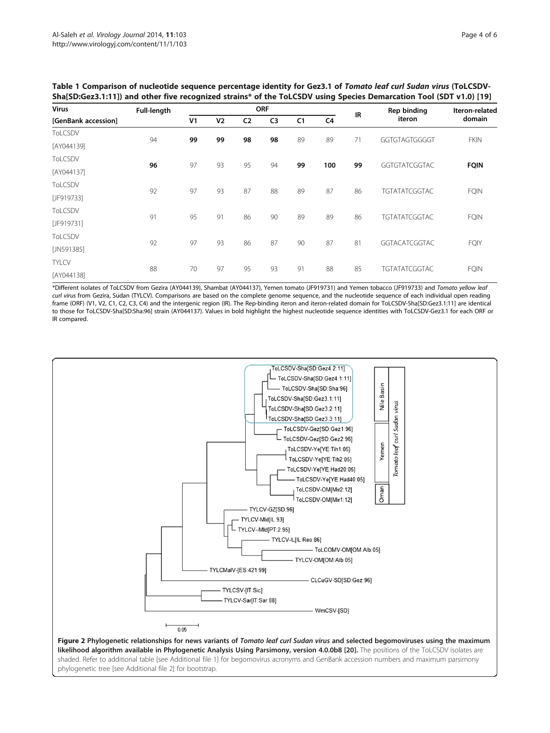**Table 1 Comparison of nucleotide sequence percentage identity for Gez3.1 of *Tomato leaf curl Sudan virus* (ToLCSDV-Sha[SD:Gez3.1:11]) and other five recognized strains* of the ToLCSDV using Species Demarcation Tool (SDT v1.0) [19]**

| Virus | Full-length | ORF | | | | | | IR | Rep binding iteron | Iteron-related domain |
|---|---|---|---|---|---|---|---|---|---|---|
| [GenBank accession] | | V1 | V2 | C2 | C3 | C1 | C4 | | | |
| ToLCSDV [AY044139] | 94 | **99** | **99** | **98** | **98** | 89 | 89 | 71 | GGTGTAGTGGGGT | FKIN |
| ToLCSDV [AY044137] | **96** | 97 | 93 | 95 | 94 | **99** | **100** | **99** | GGTGTATCGGTAC | **FQIN** |
| ToLCSDV [JF919733] | 92 | 97 | 93 | 87 | 88 | 89 | 87 | 86 | TGTATATCGGTAC | FQIN |
| ToLCSDV [JF919731] | 91 | 95 | 91 | 86 | 90 | 89 | 89 | 86 | TGTATATCGGTAC | FQIN |
| ToLCSDV [JN591385] | 92 | 97 | 93 | 86 | 87 | 90 | 87 | 81 | GGTACATCGGTAC | FQIY |
| TYLCV [AY044138] | 88 | 70 | 97 | 95 | 93 | 91 | 88 | 85 | TGTATATCGGTAC | FQIN |

*Different isolates of ToLCSDV from Gezira (AY044139), Shambat (AY044137), Yemen tomato (JF919731) and Yemen tobacco (JF919733) and *Tomato yellow leaf curl virus* from Gezira, Sudan (TYLCV). Comparisons are based on the complete genome sequence, and the nucleotide sequence of each individual open reading frame (ORF) (V1, V2, C1, C2, C3, C4) and the intergenic region (IR). The Rep-binding iteron and iteron-related domain for ToLCSDV-Sha[SD:Gez3.1:11] are identical to those for ToLCSDV-Sha[SD:Sha:96] strain (AY044137). Values in bold highlight the highest nucleotide sequence identities with ToLCSDV-Gez3.1 for each ORF or IR compared.

**Figure 2 Phylogenetic relationships for news variants of *Tomato leaf curl Sudan virus* and selected begomoviruses using the maximum likelihood algorithm available in Phylogenetic Analysis Using Parsimony, version 4.0.0b8 [20].** The positions of the ToLCSDV isolates are shaded. Refer to additional table [see Additional file 1] for begomovirus acronyms and GenBank accession numbers and maximum parsimony phylogenetic tree [see Additional file 2] for bootstrap.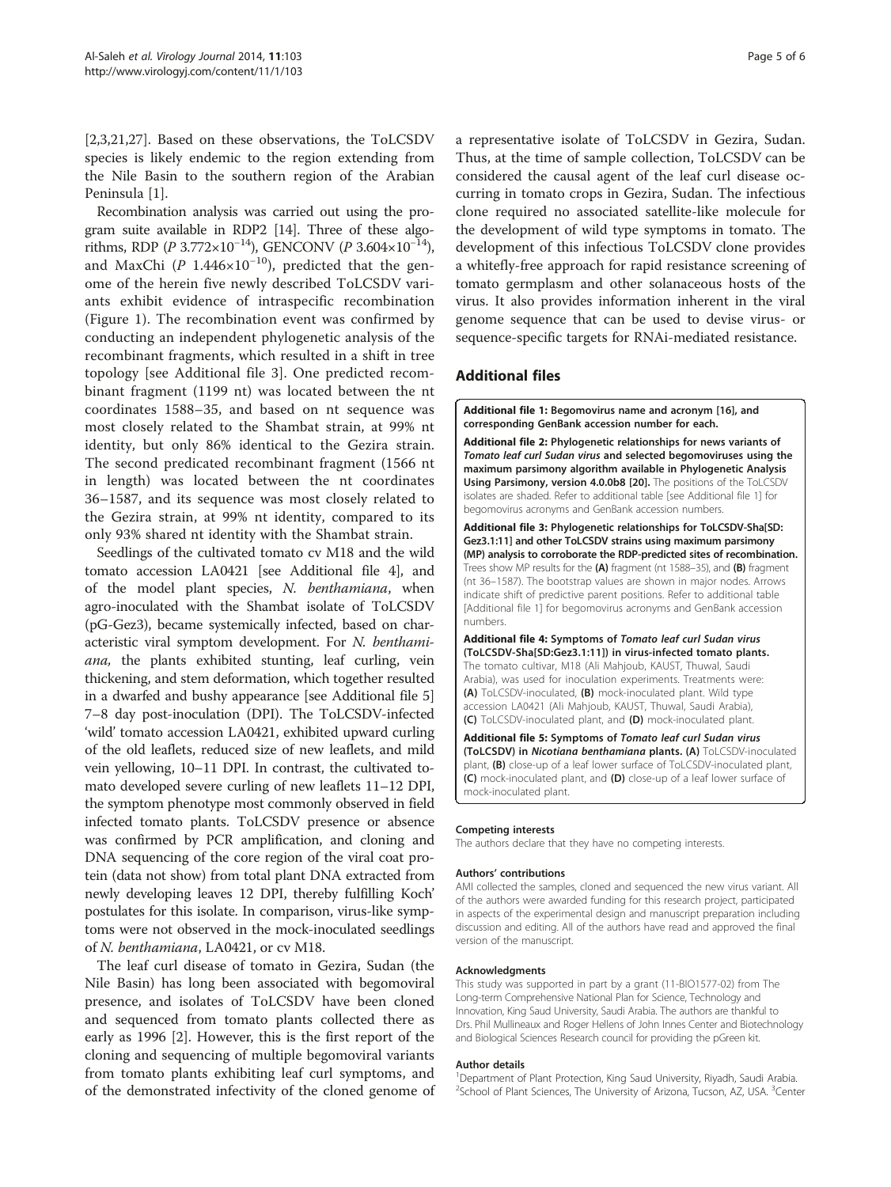[2,3,21,27]. Based on these observations, the ToLCSDV species is likely endemic to the region extending from the Nile Basin to the southern region of the Arabian Peninsula [1].

Recombination analysis was carried out using the program suite available in RDP2 [14]. Three of these algorithms, RDP (*P* $3.772\times10^{-14}$), GENCONV (*P* $3.604\times10^{-14}$), and MaxChi (*P* $1.446\times10^{-10}$), predicted that the genome of the herein five newly described ToLCSDV variants exhibit evidence of intraspecific recombination (Figure 1). The recombination event was confirmed by conducting an independent phylogenetic analysis of the recombinant fragments, which resulted in a shift in tree topology [see Additional file 3]. One predicted recombinant fragment (1199 nt) was located between the nt coordinates 1588–35, and based on nt sequence was most closely related to the Shambat strain, at 99% nt identity, but only 86% identical to the Gezira strain. The second predicated recombinant fragment (1566 nt in length) was located between the nt coordinates 36–1587, and its sequence was most closely related to the Gezira strain, at 99% nt identity, compared to its only 93% shared nt identity with the Shambat strain.

Seedlings of the cultivated tomato cv M18 and the wild tomato accession LA0421 [see Additional file 4], and of the model plant species, *N. benthamiana*, when agro-inoculated with the Shambat isolate of ToLCSDV (pG-Gez3), became systemically infected, based on characteristic viral symptom development. For *N. benthamiana*, the plants exhibited stunting, leaf curling, vein thickening, and stem deformation, which together resulted in a dwarfed and bushy appearance [see Additional file 5] 7–8 day post-inoculation (DPI). The ToLCSDV-infected 'wild' tomato accession LA0421, exhibited upward curling of the old leaflets, reduced size of new leaflets, and mild vein yellowing, 10–11 DPI. In contrast, the cultivated tomato developed severe curling of new leaflets 11–12 DPI, the symptom phenotype most commonly observed in field infected tomato plants. ToLCSDV presence or absence was confirmed by PCR amplification, and cloning and DNA sequencing of the core region of the viral coat protein (data not show) from total plant DNA extracted from newly developing leaves 12 DPI, thereby fulfilling Koch' postulates for this isolate. In comparison, virus-like symptoms were not observed in the mock-inoculated seedlings of *N. benthamiana*, LA0421, or cv M18.

The leaf curl disease of tomato in Gezira, Sudan (the Nile Basin) has long been associated with begomoviral presence, and isolates of ToLCSDV have been cloned and sequenced from tomato plants collected there as early as 1996 [2]. However, this is the first report of the cloning and sequencing of multiple begomoviral variants from tomato plants exhibiting leaf curl symptoms, and of the demonstrated infectivity of the cloned genome of a representative isolate of ToLCSDV in Gezira, Sudan. Thus, at the time of sample collection, ToLCSDV can be considered the causal agent of the leaf curl disease occurring in tomato crops in Gezira, Sudan. The infectious clone required no associated satellite-like molecule for the development of wild type symptoms in tomato. The development of this infectious ToLCSDV clone provides a whitefly-free approach for rapid resistance screening of tomato germplasm and other solanaceous hosts of the virus. It also provides information inherent in the viral genome sequence that can be used to devise virus- or sequence-specific targets for RNAi-mediated resistance.

## Additional files

**Additional file 1: Begomovirus name and acronym [16], and corresponding GenBank accession number for each.**

**Additional file 2: Phylogenetic relationships for news variants of *Tomato leaf curl Sudan virus* and selected begomoviruses using the maximum parsimony algorithm available in Phylogenetic Analysis Using Parsimony, version 4.0.0b8 [20].** The positions of the ToLCSDV isolates are shaded. Refer to additional table [see Additional file 1] for begomovirus acronyms and GenBank accession numbers.

**Additional file 3: Phylogenetic relationships for ToLCSDV-Sha[SD:Gez3.1:11] and other ToLCSDV strains using maximum parsimony (MP) analysis to corroborate the RDP-predicted sites of recombination.** Trees show MP results for the **(A)** fragment (nt 1588–35), and **(B)** fragment (nt 36–1587). The bootstrap values are shown in major nodes. Arrows indicate shift of predictive parent positions. Refer to additional table [Additional file 1] for begomovirus acronyms and GenBank accession numbers.

**Additional file 4: Symptoms of *Tomato leaf curl Sudan virus* (ToLCSDV-Sha[SD:Gez3.1:11]) in virus-infected tomato plants.** The tomato cultivar, M18 (Ali Mahjoub, KAUST, Thuwal, Saudi Arabia), was used for inoculation experiments. Treatments were: **(A)** ToLCSDV-inoculated, **(B)** mock-inoculated plant. Wild type accession LA0421 (Ali Mahjoub, KAUST, Thuwal, Saudi Arabia), **(C)** ToLCSDV-inoculated plant, and **(D)** mock-inoculated plant.

**Additional file 5: Symptoms of *Tomato leaf curl Sudan virus* (ToLCSDV) in *Nicotiana benthamiana* plants. (A)** ToLCSDV-inoculated plant, **(B)** close-up of a leaf lower surface of ToLCSDV-inoculated plant, **(C)** mock-inoculated plant, and **(D)** close-up of a leaf lower surface of mock-inoculated plant.

#### Competing interests
The authors declare that they have no competing interests.

#### Authors' contributions
AMI collected the samples, cloned and sequenced the new virus variant. All of the authors were awarded funding for this research project, participated in aspects of the experimental design and manuscript preparation including discussion and editing. All of the authors have read and approved the final version of the manuscript.

#### Acknowledgments
This study was supported in part by a grant (11-BIO1577-02) from The Long-term Comprehensive National Plan for Science, Technology and Innovation, King Saud University, Saudi Arabia. The authors are thankful to Drs. Phil Mullineaux and Roger Hellens of John Innes Center and Biotechnology and Biological Sciences Research council for providing the pGreen kit.

#### Author details
[1]Department of Plant Protection, King Saud University, Riyadh, Saudi Arabia. [2]School of Plant Sciences, The University of Arizona, Tucson, AZ, USA. [3]Center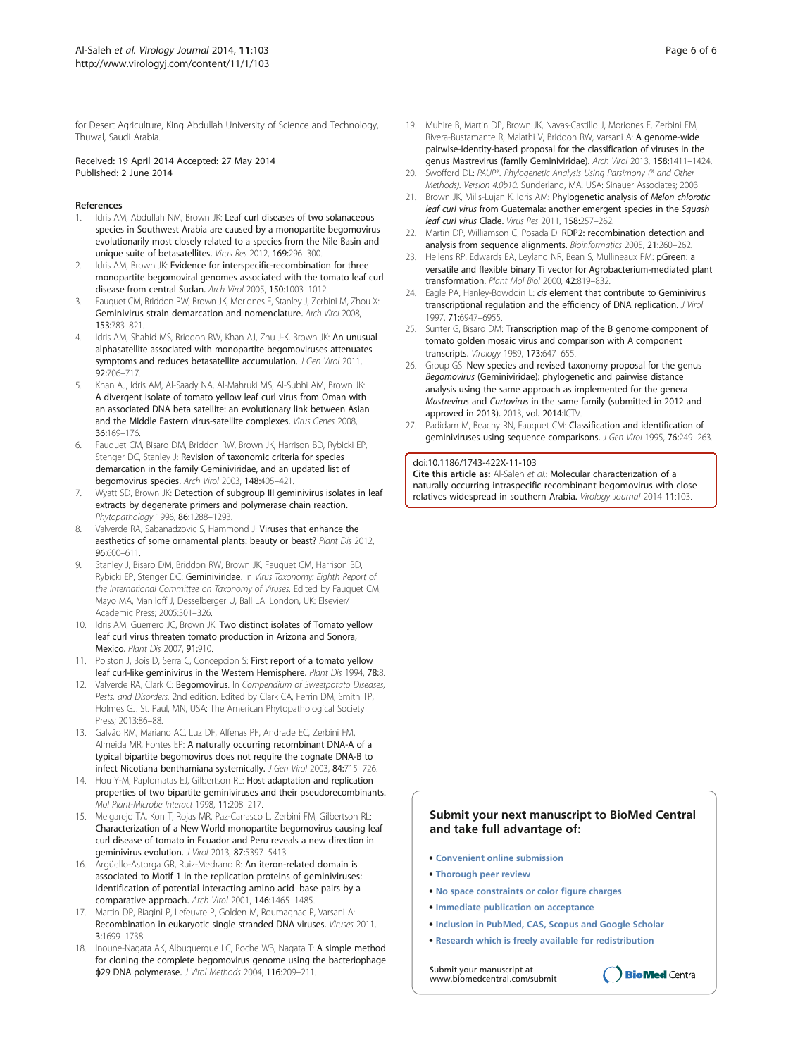for Desert Agriculture, King Abdullah University of Science and Technology, Thuwal, Saudi Arabia.

Received: 19 April 2014 Accepted: 27 May 2014
Published: 2 June 2014

## References

1. Idris AM, Abdullah NM, Brown JK: **Leaf curl diseases of two solanaceous species in Southwest Arabia are caused by a monopartite begomovirus evolutionarily most closely related to a species from the Nile Basin and unique suite of betasatellites.** *Virus Res* 2012, **169:**296–300.
2. Idris AM, Brown JK: **Evidence for interspecific-recombination for three monopartite begomoviral genomes associated with the tomato leaf curl disease from central Sudan.** *Arch Virol* 2005, **150:**1003–1012.
3. Fauquet CM, Briddon RW, Brown JK, Moriones E, Stanley J, Zerbini M, Zhou X: **Geminivirus strain demarcation and nomenclature.** *Arch Virol* 2008, **153:**783–821.
4. Idris AM, Shahid MS, Briddon RW, Khan AJ, Zhu J-K, Brown JK: **An unusual alphasatellite associated with monopartite begomoviruses attenuates symptoms and reduces betasatellite accumulation.** *J Gen Virol* 2011, **92:**706–717.
5. Khan AJ, Idris AM, Al-Saady NA, Al-Mahruki MS, Al-Subhi AM, Brown JK: **A divergent isolate of tomato yellow leaf curl virus from Oman with an associated DNA beta satellite: an evolutionary link between Asian and the Middle Eastern virus-satellite complexes.** *Virus Genes* 2008, **36:**169–176.
6. Fauquet CM, Bisaro DM, Briddon RW, Brown JK, Harrison BD, Rybicki EP, Stenger DC, Stanley J: **Revision of taxonomic criteria for species demarcation in the family Geminiviridae, and an updated list of begomovirus species.** *Arch Virol* 2003, **148:**405–421.
7. Wyatt SD, Brown JK: **Detection of subgroup III geminivirus isolates in leaf extracts by degenerate primers and polymerase chain reaction.** *Phytopathology* 1996, **86:**1288–1293.
8. Valverde RA, Sabanadzovic S, Hammond J: **Viruses that enhance the aesthetics of some ornamental plants: beauty or beast?** *Plant Dis* 2012, **96:**600–611.
9. Stanley J, Bisaro DM, Briddon RW, Brown JK, Fauquet CM, Harrison BD, Rybicki EP, Stenger DC: **Geminiviridae.** In *Virus Taxonomy: Eighth Report of the International Committee on Taxonomy of Viruses.* Edited by Fauquet CM, Mayo MA, Maniloff J, Desselberger U, Ball LA. London, UK: Elsevier/Academic Press; 2005:301–326.
10. Idris AM, Guerrero JC, Brown JK: **Two distinct isolates of Tomato yellow leaf curl virus threaten tomato production in Arizona and Sonora, Mexico.** *Plant Dis* 2007, **91:**910.
11. Polston J, Bois D, Serra C, Concepcion S: **First report of a tomato yellow leaf curl-like geminivirus in the Western Hemisphere.** *Plant Dis* 1994, **78:**8.
12. Valverde RA, Clark C: **Begomovirus.** In *Compendium of Sweetpotato Diseases, Pests, and Disorders.* 2nd edition. Edited by Clark CA, Ferrin DM, Smith TP, Holmes GJ. St. Paul, MN, USA: The American Phytopathological Society Press; 2013:86–88.
13. Galvão RM, Mariano AC, Luz DF, Alfenas PF, Andrade EC, Zerbini FM, Almeida MR, Fontes EP: **A naturally occurring recombinant DNA-A of a typical bipartite begomovirus does not require the cognate DNA-B to infect Nicotiana benthamiana systemically.** *J Gen Virol* 2003, **84:**715–726.
14. Hou Y-M, Paplomatas EJ, Gilbertson RL: **Host adaptation and replication properties of two bipartite geminiviruses and their pseudorecombinants.** *Mol Plant-Microbe Interact* 1998, **11:**208–217.
15. Melgarejo TA, Kon T, Rojas MR, Paz-Carrasco L, Zerbini FM, Gilbertson RL: **Characterization of a New World monopartite begomovirus causing leaf curl disease of tomato in Ecuador and Peru reveals a new direction in geminivirus evolution.** *J Virol* 2013, **87:**5397–5413.
16. Argüello-Astorga GR, Ruiz-Medrano R: **An iteron-related domain is associated to Motif 1 in the replication proteins of geminiviruses: identification of potential interacting amino acid–base pairs by a comparative approach.** *Arch Virol* 2001, **146:**1465–1485.
17. Martin DP, Biagini P, Lefeuvre P, Golden M, Roumagnac P, Varsani A: **Recombination in eukaryotic single stranded DNA viruses.** *Viruses* 2011, **3:**1699–1738.
18. Inoune-Nagata AK, Albuquerque LC, Roche WB, Nagata T: **A simple method for cloning the complete begomovirus genome using the bacteriophage ϕ29 DNA polymerase.** *J Virol Methods* 2004, **116:**209–211.
19. Muhire B, Martin DP, Brown JK, Navas-Castillo J, Moriones E, Zerbini FM, Rivera-Bustamante R, Malathi V, Briddon RW, Varsani A: **A genome-wide pairwise-identity-based proposal for the classification of viruses in the genus Mastrevirus (family Geminiviridae).** *Arch Virol* 2013, **158:**1411–1424.
20. Swofford DL: *PAUP\*. Phylogenetic Analysis Using Parsimony (\* and Other Methods). Version 4.0b10.* Sunderland, MA, USA: Sinauer Associates; 2003.
21. Brown JK, Mills-Lujan K, Idris AM: **Phylogenetic analysis of *Melon chlorotic leaf curl virus* from Guatemala: another emergent species in the *Squash leaf curl virus* Clade.** *Virus Res* 2011, **158:**257–262.
22. Martin DP, Williamson C, Posada D: **RDP2: recombination detection and analysis from sequence alignments.** *Bioinformatics* 2005, **21:**260–262.
23. Hellens RP, Edwards EA, Leyland NR, Bean S, Mullineaux PM: **pGreen: a versatile and flexible binary Ti vector for Agrobacterium-mediated plant transformation.** *Plant Mol Biol* 2000, **42:**819–832.
24. Eagle PA, Hanley-Bowdoin L: ***cis* element that contribute to Geminivirus transcriptional regulation and the efficiency of DNA replication.** *J Virol* 1997, **71:**6947–6955.
25. Sunter G, Bisaro DM: **Transcription map of the B genome component of tomato golden mosaic virus and comparison with A component transcripts.** *Virology* 1989, **173:**647–655.
26. Group GS: **New species and revised taxonomy proposal for the genus *Begomovirus* (Geminiviridae): phylogenetic and pairwise distance analysis using the same approach as implemented for the genera *Mastrevirus* and *Curtovirus* in the same family (submitted in 2012 and approved in 2013).** 2013, **vol. 2014:**ICTV.
27. Padidam M, Beachy RN, Fauquet CM: **Classification and identification of geminiviruses using sequence comparisons.** *J Gen Virol* 1995, **76:**249–263.

doi:10.1186/1743-422X-11-103
**Cite this article as:** Al-Saleh *et al.*: Molecular characterization of a naturally occurring intraspecific recombinant begomovirus with close relatives widespread in southern Arabia. *Virology Journal* 2014 **11**:103.

**Submit your next manuscript to BioMed Central and take full advantage of:**

- **Convenient online submission**
- **Thorough peer review**
- **No space constraints or color figure charges**
- **Immediate publication on acceptance**
- **Inclusion in PubMed, CAS, Scopus and Google Scholar**
- **Research which is freely available for redistribution**

Submit your manuscript at
www.biomedcentral.com/submit

BioMed Central